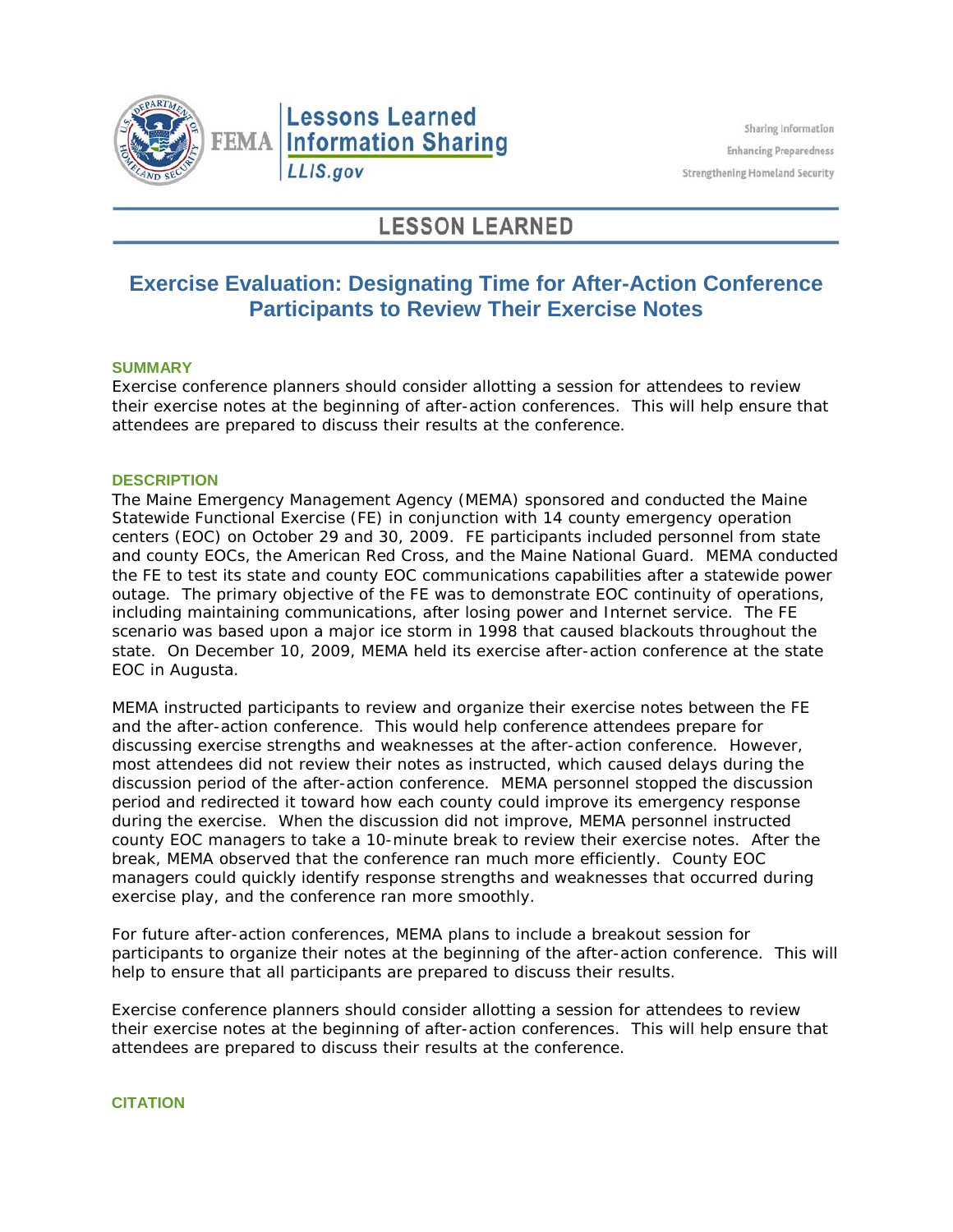Lessons Learned Information Sharing
LLIS.gov

Sharing Information
Enhancing Preparedness
Strengthening Homeland Security

# LESSON LEARNED

## Exercise Evaluation: Designating Time for After-Action Conference Participants to Review Their Exercise Notes

### SUMMARY

Exercise conference planners should consider allotting a session for attendees to review their exercise notes at the beginning of after-action conferences. This will help ensure that attendees are prepared to discuss their results at the conference.

### DESCRIPTION

The Maine Emergency Management Agency (MEMA) sponsored and conducted the Maine Statewide Functional Exercise (FE) in conjunction with 14 county emergency operation centers (EOC) on October 29 and 30, 2009. FE participants included personnel from state and county EOCs, the American Red Cross, and the Maine National Guard. MEMA conducted the FE to test its state and county EOC communications capabilities after a statewide power outage. The primary objective of the FE was to demonstrate EOC continuity of operations, including maintaining communications, after losing power and Internet service. The FE scenario was based upon a major ice storm in 1998 that caused blackouts throughout the state. On December 10, 2009, MEMA held its exercise after-action conference at the state EOC in Augusta.

MEMA instructed participants to review and organize their exercise notes between the FE and the after-action conference. This would help conference attendees prepare for discussing exercise strengths and weaknesses at the after-action conference. However, most attendees did not review their notes as instructed, which caused delays during the discussion period of the after-action conference. MEMA personnel stopped the discussion period and redirected it toward how each county could improve its emergency response during the exercise. When the discussion did not improve, MEMA personnel instructed county EOC managers to take a 10-minute break to review their exercise notes. After the break, MEMA observed that the conference ran much more efficiently. County EOC managers could quickly identify response strengths and weaknesses that occurred during exercise play, and the conference ran more smoothly.

For future after-action conferences, MEMA plans to include a breakout session for participants to organize their notes at the beginning of the after-action conference. This will help to ensure that all participants are prepared to discuss their results.

Exercise conference planners should consider allotting a session for attendees to review their exercise notes at the beginning of after-action conferences. This will help ensure that attendees are prepared to discuss their results at the conference.

### CITATION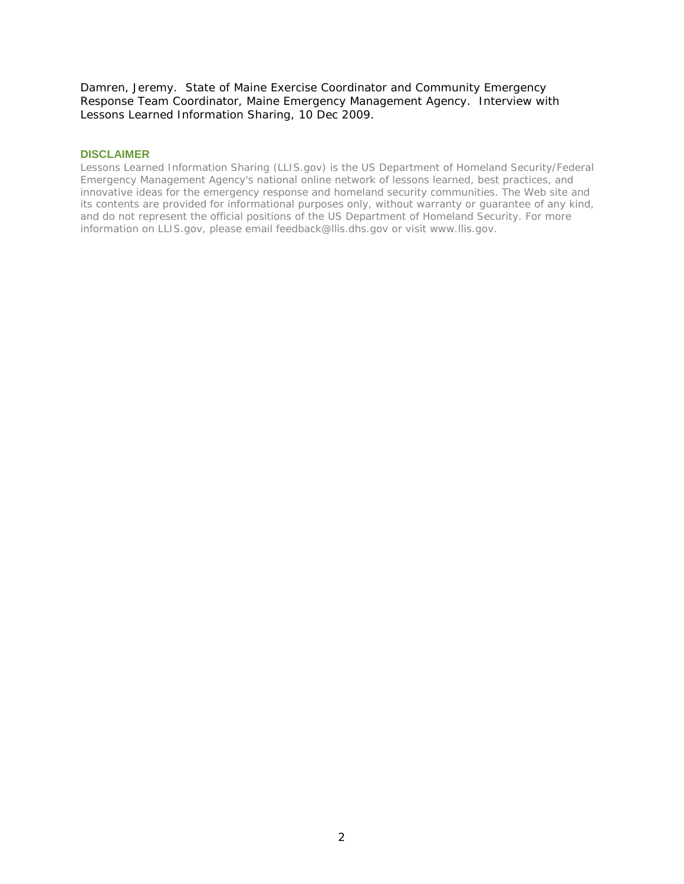Damren, Jeremy. State of Maine Exercise Coordinator and Community Emergency Response Team Coordinator, Maine Emergency Management Agency. Interview with Lessons Learned Information Sharing, 10 Dec 2009.

### DISCLAIMER

Lessons Learned Information Sharing (LLIS.gov) is the US Department of Homeland Security/Federal Emergency Management Agency's national online network of lessons learned, best practices, and innovative ideas for the emergency response and homeland security communities. The Web site and its contents are provided for informational purposes only, without warranty or guarantee of any kind, and do not represent the official positions of the US Department of Homeland Security. For more information on LLIS.gov, please email feedback@llis.dhs.gov or visit www.llis.gov.